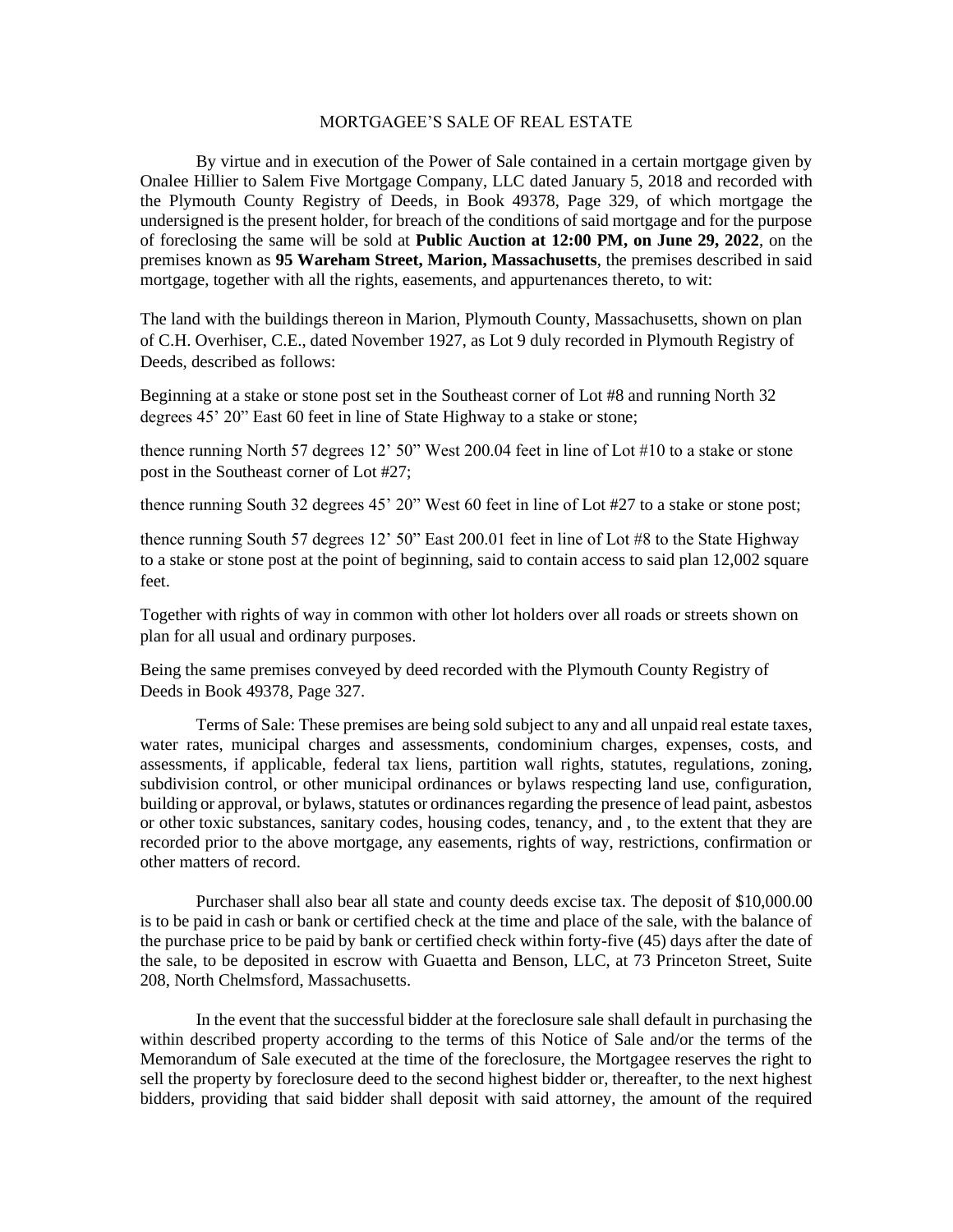# MORTGAGEE'S SALE OF REAL ESTATE

By virtue and in execution of the Power of Sale contained in a certain mortgage given by Onalee Hillier to Salem Five Mortgage Company, LLC dated January 5, 2018 and recorded with the Plymouth County Registry of Deeds, in Book 49378, Page 329, of which mortgage the undersigned is the present holder, for breach of the conditions of said mortgage and for the purpose of foreclosing the same will be sold at **Public Auction at 12:00 PM, on June 29, 2022**, on the premises known as **95 Wareham Street, Marion, Massachusetts**, the premises described in said mortgage, together with all the rights, easements, and appurtenances thereto, to wit:

The land with the buildings thereon in Marion, Plymouth County, Massachusetts, shown on plan of C.H. Overhiser, C.E., dated November 1927, as Lot 9 duly recorded in Plymouth Registry of Deeds, described as follows:

Beginning at a stake or stone post set in the Southeast corner of Lot #8 and running North 32 degrees 45' 20" East 60 feet in line of State Highway to a stake or stone;

thence running North 57 degrees 12' 50" West 200.04 feet in line of Lot #10 to a stake or stone post in the Southeast corner of Lot #27;

thence running South 32 degrees 45' 20" West 60 feet in line of Lot #27 to a stake or stone post;

thence running South 57 degrees 12' 50" East 200.01 feet in line of Lot #8 to the State Highway to a stake or stone post at the point of beginning, said to contain access to said plan 12,002 square feet.

Together with rights of way in common with other lot holders over all roads or streets shown on plan for all usual and ordinary purposes.

Being the same premises conveyed by deed recorded with the Plymouth County Registry of Deeds in Book 49378, Page 327.

Terms of Sale: These premises are being sold subject to any and all unpaid real estate taxes, water rates, municipal charges and assessments, condominium charges, expenses, costs, and assessments, if applicable, federal tax liens, partition wall rights, statutes, regulations, zoning, subdivision control, or other municipal ordinances or bylaws respecting land use, configuration, building or approval, or bylaws, statutes or ordinances regarding the presence of lead paint, asbestos or other toxic substances, sanitary codes, housing codes, tenancy, and , to the extent that they are recorded prior to the above mortgage, any easements, rights of way, restrictions, confirmation or other matters of record.

Purchaser shall also bear all state and county deeds excise tax. The deposit of $10,000.00 is to be paid in cash or bank or certified check at the time and place of the sale, with the balance of the purchase price to be paid by bank or certified check within forty-five (45) days after the date of the sale, to be deposited in escrow with Guaetta and Benson, LLC, at 73 Princeton Street, Suite 208, North Chelmsford, Massachusetts.

In the event that the successful bidder at the foreclosure sale shall default in purchasing the within described property according to the terms of this Notice of Sale and/or the terms of the Memorandum of Sale executed at the time of the foreclosure, the Mortgagee reserves the right to sell the property by foreclosure deed to the second highest bidder or, thereafter, to the next highest bidders, providing that said bidder shall deposit with said attorney, the amount of the required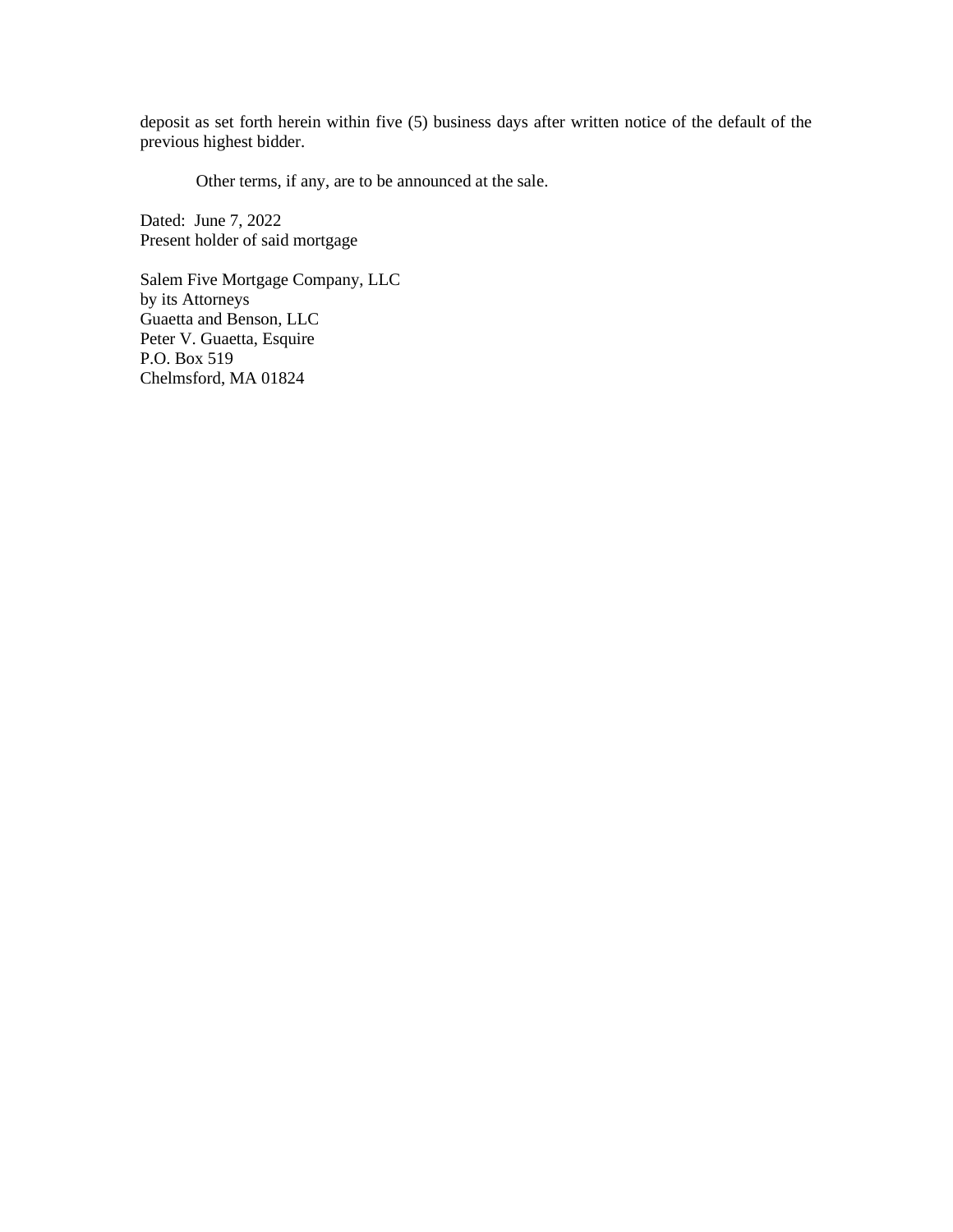deposit as set forth herein within five (5) business days after written notice of the default of the previous highest bidder.

Other terms, if any, are to be announced at the sale.

Dated: June 7, 2022
Present holder of said mortgage

Salem Five Mortgage Company, LLC
by its Attorneys
Guaetta and Benson, LLC
Peter V. Guaetta, Esquire
P.O. Box 519
Chelmsford, MA 01824